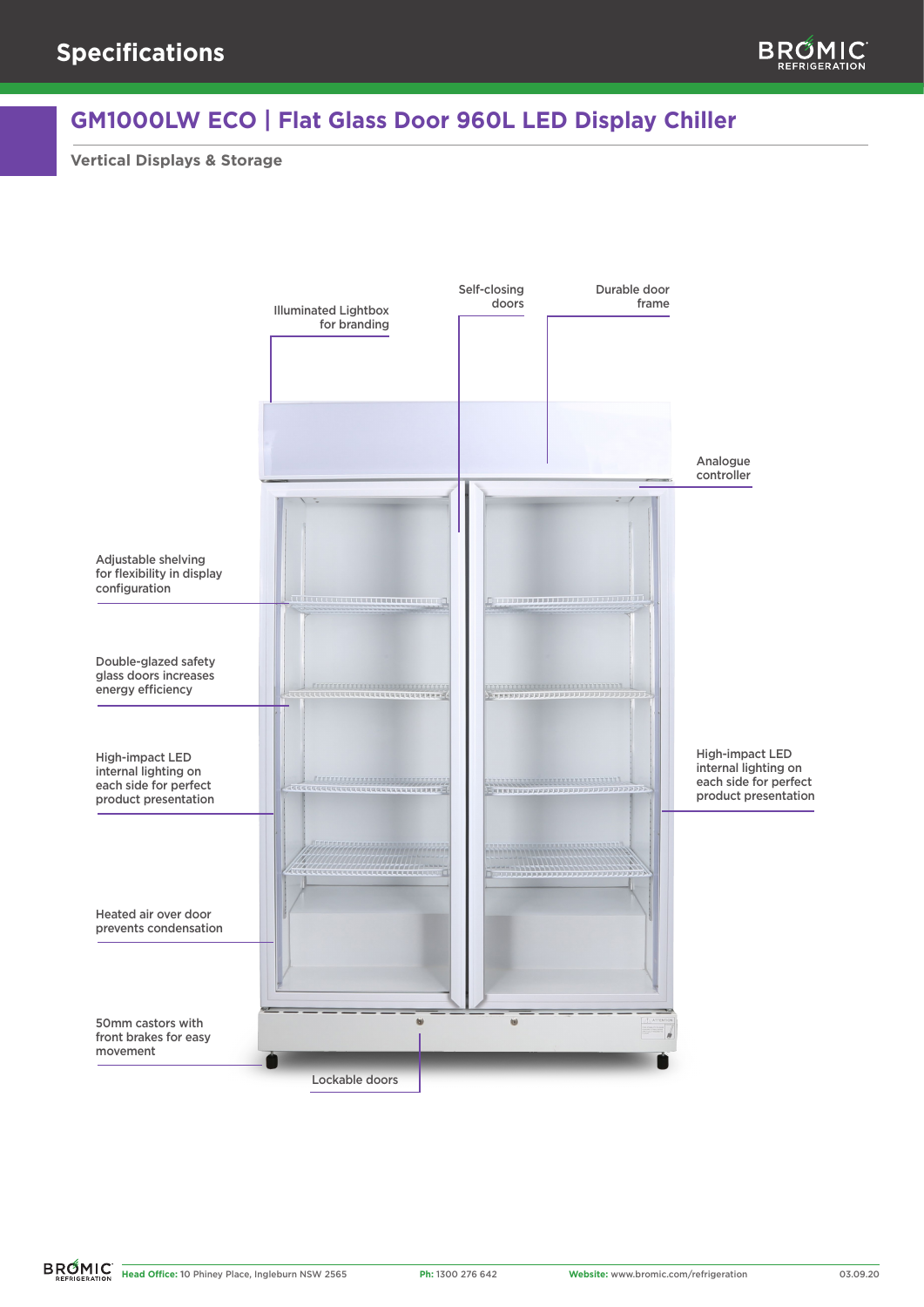# Specifications

## GM1000LW ECO | Flat Glass Door 960L LED Display Chiller

### Vertical Displays & Storage

- Illuminated Lightbox for branding
- Self-closing doors
- Durable door frame
- Analogue controller
- Adjustable shelving for flexibility in display configuration
- Double-glazed safety glass doors increases energy efficiency
- High-impact LED internal lighting on each side for perfect product presentation
- High-impact LED internal lighting on each side for perfect product presentation
- Heated air over door prevents condensation
- 50mm castors with front brakes for easy movement
- Lockable doors

**Head Office:** 10 Phiney Place, Ingleburn NSW 2565 **Ph:** 1300 276 642 **Website:** www.bromic.com/refrigeration 03.09.20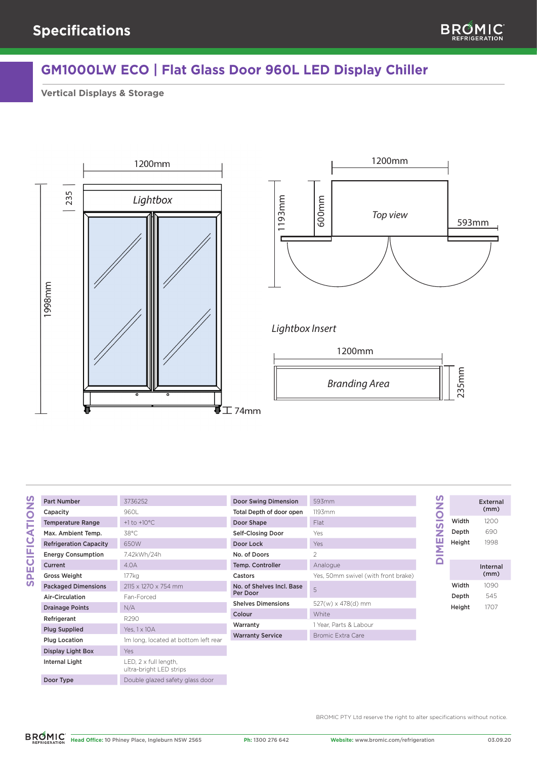# Specifications

## GM1000LW ECO | Flat Glass Door 960L LED Display Chiller

**Vertical Displays & Storage**

1200mm

235

Lightbox

1998mm

74mm

1200mm

1193mm

600mm

Top view

593mm

Lightbox Insert

1200mm

Branding Area

235mm

## SPECIFICATIONS

| | |
|---|---|
| **Part Number** | 3736252 |
| **Capacity** | 960L |
| **Temperature Range** | +1 to +10°C |
| **Max. Ambient Temp.** | 38°C |
| **Refrigeration Capacity** | 650W |
| **Energy Consumption** | 7.42kWh/24h |
| **Current** | 4.0A |
| **Gross Weight** | 177kg |
| **Packaged Dimensions** | 2115 x 1270 x 754 mm |
| **Air-Circulation** | Fan-Forced |
| **Drainage Points** | N/A |
| **Refrigerant** | R290 |
| **Plug Supplied** | Yes, 1 x 10A |
| **Plug Location** | 1m long, located at bottom left rear |
| **Display Light Box** | Yes |
| **Internal Light** | LED, 2 x full length, ultra-bright LED strips |
| **Door Type** | Double glazed safety glass door |

| | |
|---|---|
| **Door Swing Dimension** | 593mm |
| **Total Depth of door open** | 1193mm |
| **Door Shape** | Flat |
| **Self-Closing Door** | Yes |
| **Door Lock** | Yes |
| **No. of Doors** | 2 |
| **Temp. Controller** | Analogue |
| **Castors** | Yes, 50mm swivel (with front brake) |
| **No. of Shelves Incl. Base Per Door** | 5 |
| **Shelves Dimensions** | 527(w) x 478(d) mm |
| **Colour** | White |
| **Warranty** | 1 Year, Parts & Labour |
| **Warranty Service** | Bromic Extra Care |

## DIMENSIONS

| | External (mm) |
|---|---|
| **Width** | 1200 |
| **Depth** | 690 |
| **Height** | 1998 |

| | Internal (mm) |
|---|---|
| **Width** | 1090 |
| **Depth** | 545 |
| **Height** | 1707 |

BROMIC PTY Ltd reserve the right to alter specifications without notice.

**Head Office:** 10 Phiney Place, Ingleburn NSW 2565 **Ph:** 1300 276 642 **Website:** www.bromic.com/refrigeration 03.09.20